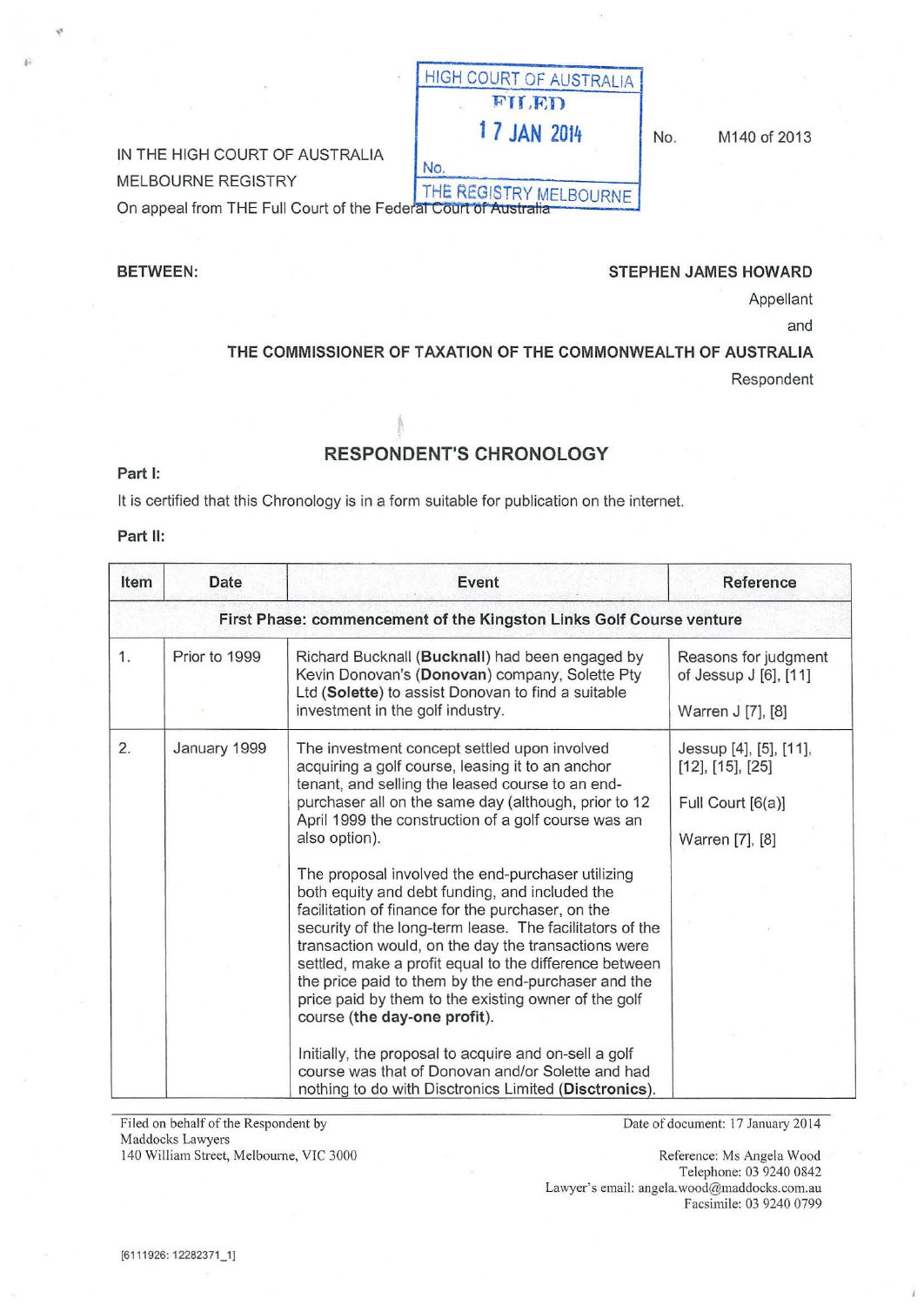HIGH COURT OF AUSTRALIA
FILED
17 JAN 2014
No.
THE REGISTRY MELBOURNE

IN THE HIGH COURT OF AUSTRALIA
MELBOURNE REGISTRY
On appeal from THE Full Court of the Federal Court of Australia

No. M140 of 2013

BETWEEN:

**STEPHEN JAMES HOWARD**
Appellant

and

**THE COMMISSIONER OF TAXATION OF THE COMMONWEALTH OF AUSTRALIA**
Respondent

## RESPONDENT'S CHRONOLOGY

**Part I:**

It is certified that this Chronology is in a form suitable for publication on the internet.

**Part II:**

| Item | Date | Event | Reference |
|---|---|---|---|
| **First Phase: commencement of the Kingston Links Golf Course venture** | | | |
| 1. | Prior to 1999 | Richard Bucknall (**Bucknall**) had been engaged by Kevin Donovan's (**Donovan**) company, Solette Pty Ltd (**Solette**) to assist Donovan to find a suitable investment in the golf industry. | Reasons for judgment of Jessup J [6], [11]<br><br>Warren J [7], [8] |
| 2. | January 1999 | The investment concept settled upon involved acquiring a golf course, leasing it to an anchor tenant, and selling the leased course to an end-purchaser all on the same day (although, prior to 12 April 1999 the construction of a golf course was an also option).<br><br>The proposal involved the end-purchaser utilizing both equity and debt funding, and included the facilitation of finance for the purchaser, on the security of the long-term lease. The facilitators of the transaction would, on the day the transactions were settled, make a profit equal to the difference between the price paid to them by the end-purchaser and the price paid by them to the existing owner of the golf course (**the day-one profit**).<br><br>Initially, the proposal to acquire and on-sell a golf course was that of Donovan and/or Solette and had nothing to do with Disctronics Limited (**Disctronics**). | Jessup [4], [5], [11], [12], [15], [25]<br><br>Full Court [6(a)]<br><br>Warren [7], [8] |

Filed on behalf of the Respondent by
Maddocks Lawyers
140 William Street, Melbourne, VIC 3000

Date of document: 17 January 2014

Reference: Ms Angela Wood
Telephone: 03 9240 0842
Lawyer's email: angela.wood@maddocks.com.au
Facsimile: 03 9240 0799

[6111926: 12282371_1]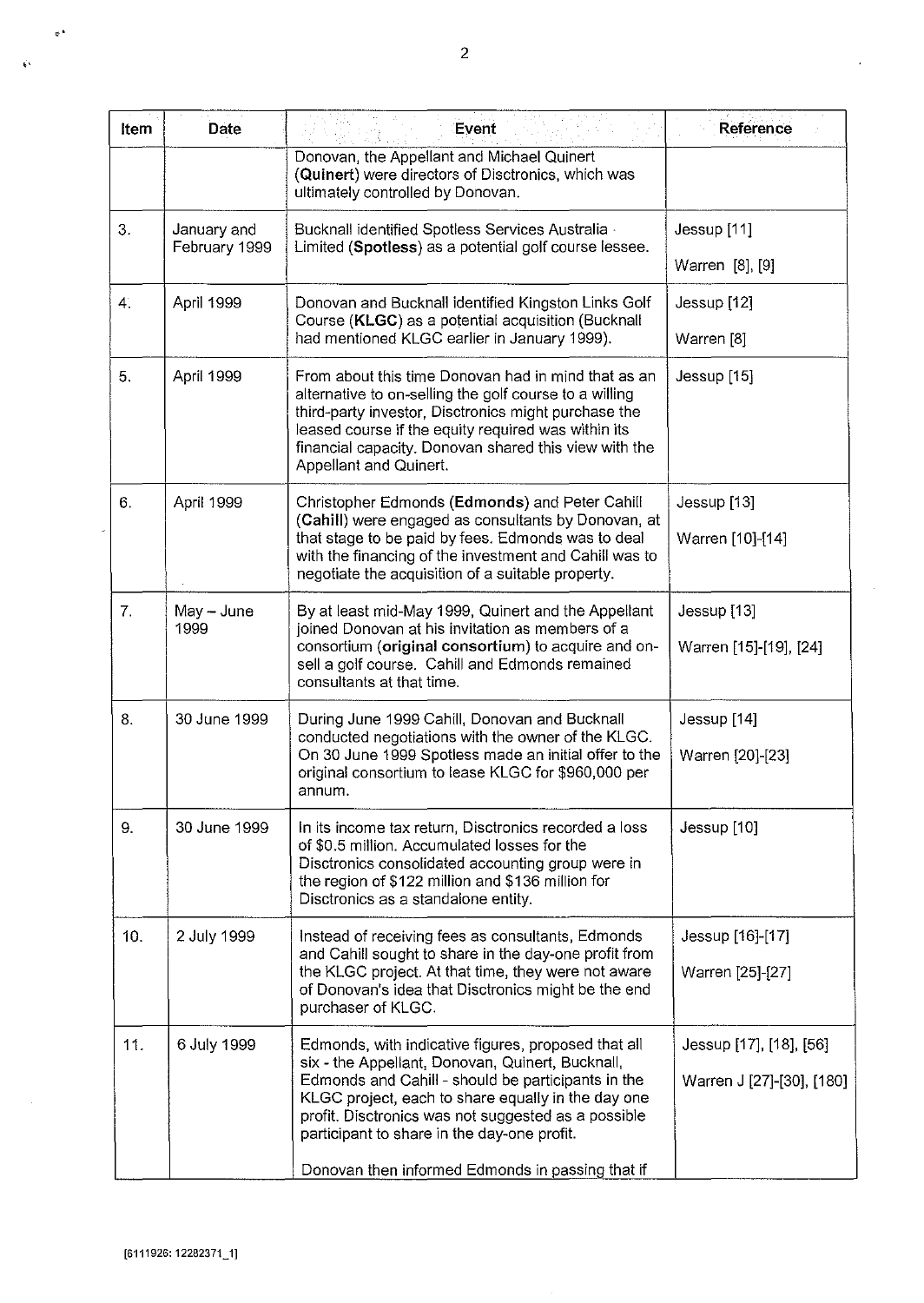| Item | Date | Event | Reference |
|---|---|---|---|
| | | Donovan, the Appellant and Michael Quinert (**Quinert**) were directors of Disctronics, which was ultimately controlled by Donovan. | |
| 3. | January and February 1999 | Bucknall identified Spotless Services Australia Limited (**Spotless**) as a potential golf course lessee. | Jessup [11]<br><br>Warren [8], [9] |
| 4. | April 1999 | Donovan and Bucknall identified Kingston Links Golf Course (**KLGC**) as a potential acquisition (Bucknall had mentioned KLGC earlier in January 1999). | Jessup [12]<br><br>Warren [8] |
| 5. | April 1999 | From about this time Donovan had in mind that as an alternative to on-selling the golf course to a willing third-party investor, Disctronics might purchase the leased course if the equity required was within its financial capacity. Donovan shared this view with the Appellant and Quinert. | Jessup [15] |
| 6. | April 1999 | Christopher Edmonds (**Edmonds**) and Peter Cahill (**Cahill**) were engaged as consultants by Donovan, at that stage to be paid by fees. Edmonds was to deal with the financing of the investment and Cahill was to negotiate the acquisition of a suitable property. | Jessup [13]<br><br>Warren [10]-[14] |
| 7. | May – June 1999 | By at least mid-May 1999, Quinert and the Appellant joined Donovan at his invitation as members of a consortium (**original consortium**) to acquire and on-sell a golf course. Cahill and Edmonds remained consultants at that time. | Jessup [13]<br><br>Warren [15]-[19], [24] |
| 8. | 30 June 1999 | During June 1999 Cahill, Donovan and Bucknall conducted negotiations with the owner of the KLGC. On 30 June 1999 Spotless made an initial offer to the original consortium to lease KLGC for $960,000 per annum. | Jessup [14]<br><br>Warren [20]-[23] |
| 9. | 30 June 1999 | In its income tax return, Disctronics recorded a loss of $0.5 million. Accumulated losses for the Disctronics consolidated accounting group were in the region of $122 million and $136 million for Disctronics as a standalone entity. | Jessup [10] |
| 10. | 2 July 1999 | Instead of receiving fees as consultants, Edmonds and Cahill sought to share in the day-one profit from the KLGC project. At that time, they were not aware of Donovan's idea that Disctronics might be the end purchaser of KLGC. | Jessup [16]-[17]<br><br>Warren [25]-[27] |
| 11. | 6 July 1999 | Edmonds, with indicative figures, proposed that all six - the Appellant, Donovan, Quinert, Bucknall, Edmonds and Cahill - should be participants in the KLGC project, each to share equally in the day one profit. Disctronics was not suggested as a possible participant to share in the day-one profit.<br><br>Donovan then informed Edmonds in passing that if | Jessup [17], [18], [56]<br><br>Warren J [27]-[30], [180] |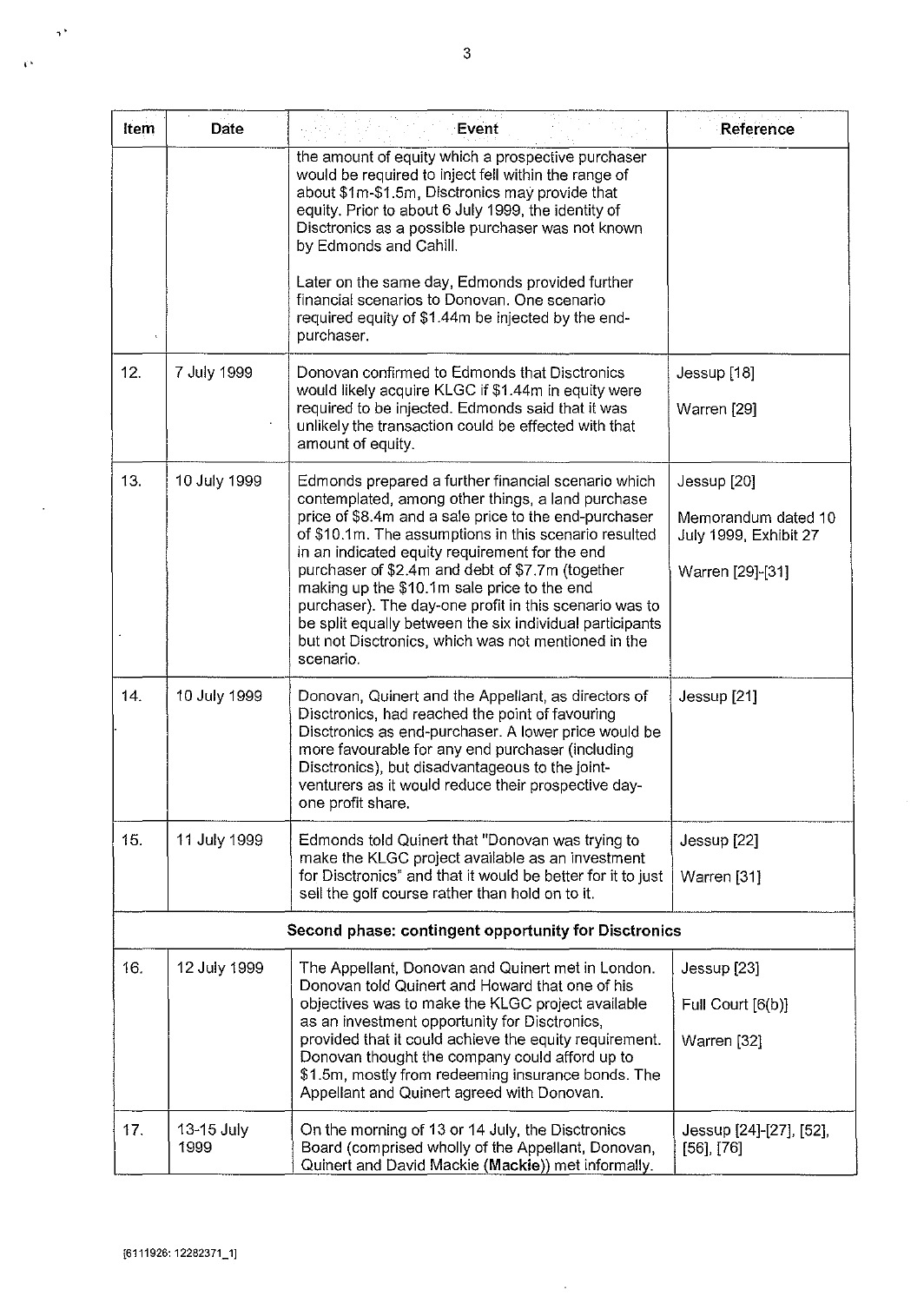| Item | Date | Event | Reference |
|---|---|---|---|
| | | the amount of equity which a prospective purchaser would be required to inject fell within the range of about \$1m-\$1.5m, Disctronics may provide that equity. Prior to about 6 July 1999, the identity of Disctronics as a possible purchaser was not known by Edmonds and Cahill.<br><br>Later on the same day, Edmonds provided further financial scenarios to Donovan. One scenario required equity of \$1.44m be injected by the end-purchaser. | |
| 12. | 7 July 1999 | Donovan confirmed to Edmonds that Disctronics would likely acquire KLGC if \$1.44m in equity were required to be injected. Edmonds said that it was unlikely the transaction could be effected with that amount of equity. | Jessup [18]<br><br>Warren [29] |
| 13. | 10 July 1999 | Edmonds prepared a further financial scenario which contemplated, among other things, a land purchase price of \$8.4m and a sale price to the end-purchaser of \$10.1m. The assumptions in this scenario resulted in an indicated equity requirement for the end purchaser of \$2.4m and debt of \$7.7m (together making up the \$10.1m sale price to the end purchaser). The day-one profit in this scenario was to be split equally between the six individual participants but not Disctronics, which was not mentioned in the scenario. | Jessup [20]<br><br>Memorandum dated 10 July 1999, Exhibit 27<br><br>Warren [29]-[31] |
| 14. | 10 July 1999 | Donovan, Quinert and the Appellant, as directors of Disctronics, had reached the point of favouring Disctronics as end-purchaser. A lower price would be more favourable for any end purchaser (including Disctronics), but disadvantageous to the joint-venturers as it would reduce their prospective day-one profit share. | Jessup [21] |
| 15. | 11 July 1999 | Edmonds told Quinert that "Donovan was trying to make the KLGC project available as an investment for Disctronics" and that it would be better for it to just sell the golf course rather than hold on to it. | Jessup [22]<br><br>Warren [31] |
| **Second phase: contingent opportunity for Disctronics** | | | |
| 16. | 12 July 1999 | The Appellant, Donovan and Quinert met in London. Donovan told Quinert and Howard that one of his objectives was to make the KLGC project available as an investment opportunity for Disctronics, provided that it could achieve the equity requirement. Donovan thought the company could afford up to \$1.5m, mostly from redeeming insurance bonds. The Appellant and Quinert agreed with Donovan. | Jessup [23]<br><br>Full Court [6(b)]<br><br>Warren [32] |
| 17. | 13-15 July 1999 | On the morning of 13 or 14 July, the Disctronics Board (comprised wholly of the Appellant, Donovan, Quinert and David Mackie (**Mackie**)) met informally. | Jessup [24]-[27], [52], [56], [76] |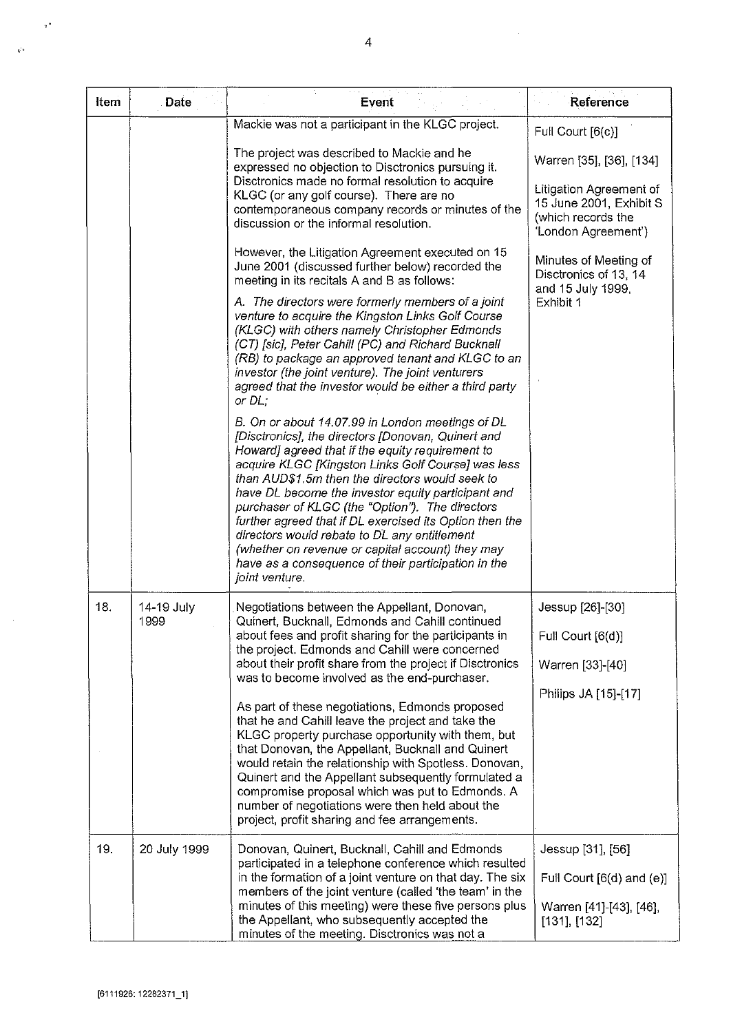| Item | Date | Event | Reference |
|---|---|---|---|
| | | Mackie was not a participant in the KLGC project.<br><br>The project was described to Mackie and he expressed no objection to Disctronics pursuing it. Disctronics made no formal resolution to acquire KLGC (or any golf course). There are no contemporaneous company records or minutes of the discussion or the informal resolution.<br><br>However, the Litigation Agreement executed on 15 June 2001 (discussed further below) recorded the meeting in its recitals A and B as follows:<br><br>*A. The directors were formerly members of a joint venture to acquire the Kingston Links Golf Course (KLGC) with others namely Christopher Edmonds (CT) [sic], Peter Cahill (PC) and Richard Bucknall (RB) to package an approved tenant and KLGC to an investor (the joint venture). The joint venturers agreed that the investor would be either a third party or DL;*<br><br>*B. On or about 14.07.99 in London meetings of DL [Disctronics], the directors [Donovan, Quinert and Howard] agreed that if the equity requirement to acquire KLGC [Kingston Links Golf Course] was less than AUD$1.5m then the directors would seek to have DL become the investor equity participant and purchaser of KLGC (the "Option"). The directors further agreed that if DL exercised its Option then the directors would rebate to DL any entitlement (whether on revenue or capital account) they may have as a consequence of their participation in the joint venture.* | Full Court [6(c)]<br><br>Warren [35], [36], [134]<br><br>Litigation Agreement of 15 June 2001, Exhibit S (which records the 'London Agreement')<br><br>Minutes of Meeting of Disctronics of 13, 14 and 15 July 1999, Exhibit 1 |
| 18. | 14-19 July 1999 | Negotiations between the Appellant, Donovan, Quinert, Bucknall, Edmonds and Cahill continued about fees and profit sharing for the participants in the project. Edmonds and Cahill were concerned about their profit share from the project if Disctronics was to become involved as the end-purchaser.<br><br>As part of these negotiations, Edmonds proposed that he and Cahill leave the project and take the KLGC property purchase opportunity with them, but that Donovan, the Appellant, Bucknall and Quinert would retain the relationship with Spotless. Donovan, Quinert and the Appellant subsequently formulated a compromise proposal which was put to Edmonds. A number of negotiations were then held about the project, profit sharing and fee arrangements. | Jessup [26]-[30]<br><br>Full Court [6(d)]<br><br>Warren [33]-[40]<br><br>Philips JA [15]-[17] |
| 19. | 20 July 1999 | Donovan, Quinert, Bucknall, Cahill and Edmonds participated in a telephone conference which resulted in the formation of a joint venture on that day. The six members of the joint venture (called 'the team' in the minutes of this meeting) were these five persons plus the Appellant, who subsequently accepted the minutes of the meeting. Disctronics was not a | Jessup [31], [56]<br><br>Full Court [6(d) and (e)]<br><br>Warren [41]-[43], [46], [131], [132] |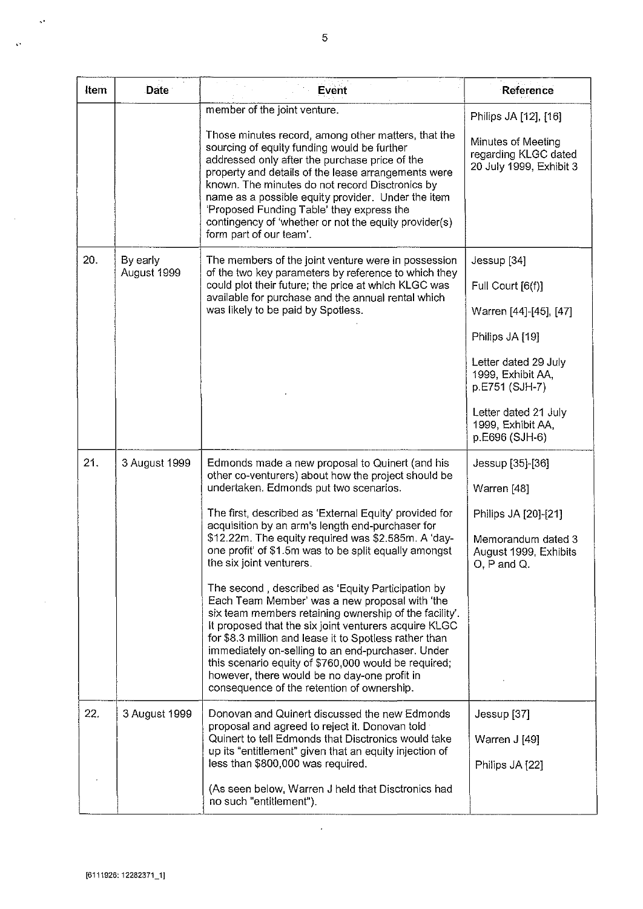| Item | Date | Event | Reference |
|---|---|---|---|
| | | member of the joint venture.<br><br>Those minutes record, among other matters, that the sourcing of equity funding would be further addressed only after the purchase price of the property and details of the lease arrangements were known. The minutes do not record Disctronics by name as a possible equity provider. Under the item 'Proposed Funding Table' they express the contingency of 'whether or not the equity provider(s) form part of our team'. | Philips JA [12], [16]<br><br>Minutes of Meeting regarding KLGC dated 20 July 1999, Exhibit 3 |
| 20. | By early August 1999 | The members of the joint venture were in possession of the two key parameters by reference to which they could plot their future; the price at which KLGC was available for purchase and the annual rental which was likely to be paid by Spotless. | Jessup [34]<br><br>Full Court [6(f)]<br><br>Warren [44]-[45], [47]<br><br>Philips JA [19]<br><br>Letter dated 29 July 1999, Exhibit AA, p.E751 (SJH-7)<br><br>Letter dated 21 July 1999, Exhibit AA, p.E696 (SJH-6) |
| 21. | 3 August 1999 | Edmonds made a new proposal to Quinert (and his other co-venturers) about how the project should be undertaken. Edmonds put two scenarios.<br><br>The first, described as 'External Equity' provided for acquisition by an arm's length end-purchaser for $12.22m. The equity required was $2.585m. A 'day-one profit' of $1.5m was to be split equally amongst the six joint venturers.<br><br>The second , described as 'Equity Participation by Each Team Member' was a new proposal with 'the six team members retaining ownership of the facility'. It proposed that the six joint venturers acquire KLGC for $8.3 million and lease it to Spotless rather than immediately on-selling to an end-purchaser. Under this scenario equity of $760,000 would be required; however, there would be no day-one profit in consequence of the retention of ownership. | Jessup [35]-[36]<br><br>Warren [48]<br><br>Philips JA [20]-[21]<br><br>Memorandum dated 3 August 1999, Exhibits O, P and Q. |
| 22. | 3 August 1999 | Donovan and Quinert discussed the new Edmonds proposal and agreed to reject it. Donovan told Quinert to tell Edmonds that Disctronics would take up its "entitlement" given that an equity injection of less than $800,000 was required.<br><br>(As seen below, Warren J held that Disctronics had no such "entitlement"). | Jessup [37]<br><br>Warren J [49]<br><br>Philips JA [22] |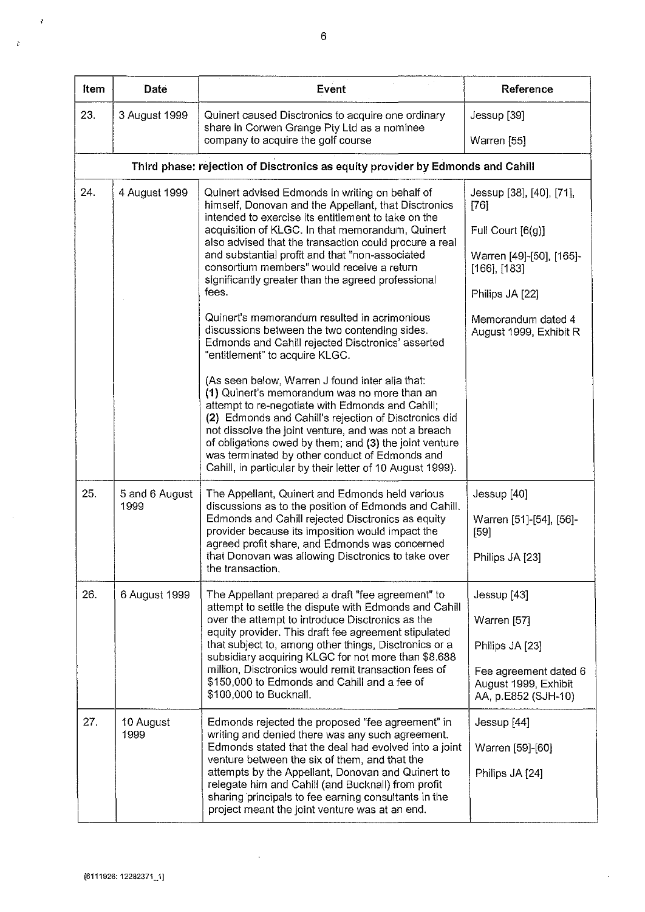| Item | Date | Event | Reference |
|---|---|---|---|
| 23. | 3 August 1999 | Quinert caused Disctronics to acquire one ordinary share in Corwen Grange Pty Ltd as a nominee company to acquire the golf course | Jessup [39]<br><br>Warren [55] |
| **Third phase: rejection of Disctronics as equity provider by Edmonds and Cahill** | | | |
| 24. | 4 August 1999 | Quinert advised Edmonds in writing on behalf of himself, Donovan and the Appellant, that Disctronics intended to exercise its entitlement to take on the acquisition of KLGC. In that memorandum, Quinert also advised that the transaction could procure a real and substantial profit and that "non-associated consortium members" would receive a return significantly greater than the agreed professional fees.<br><br>Quinert's memorandum resulted in acrimonious discussions between the two contending sides. Edmonds and Cahill rejected Disctronics' asserted "entitlement" to acquire KLGC.<br><br>(As seen below, Warren J found inter alia that: **(1)** Quinert's memorandum was no more than an attempt to re-negotiate with Edmonds and Cahill; **(2)** Edmonds and Cahill's rejection of Disctronics did not dissolve the joint venture, and was not a breach of obligations owed by them; and **(3)** the joint venture was terminated by other conduct of Edmonds and Cahill, in particular by their letter of 10 August 1999). | Jessup [38], [40], [71], [76]<br><br>Full Court [6(g)]<br><br>Warren [49]-[50], [165]-[166], [183]<br><br>Philips JA [22]<br><br>Memorandum dated 4 August 1999, Exhibit R |
| 25. | 5 and 6 August 1999 | The Appellant, Quinert and Edmonds held various discussions as to the position of Edmonds and Cahill. Edmonds and Cahill rejected Disctronics as equity provider because its imposition would impact the agreed profit share, and Edmonds was concerned that Donovan was allowing Disctronics to take over the transaction. | Jessup [40]<br><br>Warren [51]-[54], [56]-[59]<br><br>Philips JA [23] |
| 26. | 6 August 1999 | The Appellant prepared a draft "fee agreement" to attempt to settle the dispute with Edmonds and Cahill over the attempt to introduce Disctronics as the equity provider. This draft fee agreement stipulated that subject to, among other things, Disctronics or a subsidiary acquiring KLGC for not more than $8.688 million, Disctronics would remit transaction fees of $150,000 to Edmonds and Cahill and a fee of $100,000 to Bucknall. | Jessup [43]<br><br>Warren [57]<br><br>Philips JA [23]<br><br>Fee agreement dated 6 August 1999, Exhibit AA, p.E852 (SJH-10) |
| 27. | 10 August 1999 | Edmonds rejected the proposed "fee agreement" in writing and denied there was any such agreement. Edmonds stated that the deal had evolved into a joint venture between the six of them, and that the attempts by the Appellant, Donovan and Quinert to relegate him and Cahill (and Bucknall) from profit sharing principals to fee earning consultants in the project meant the joint venture was at an end. | Jessup [44]<br><br>Warren [59]-[60]<br><br>Philips JA [24] |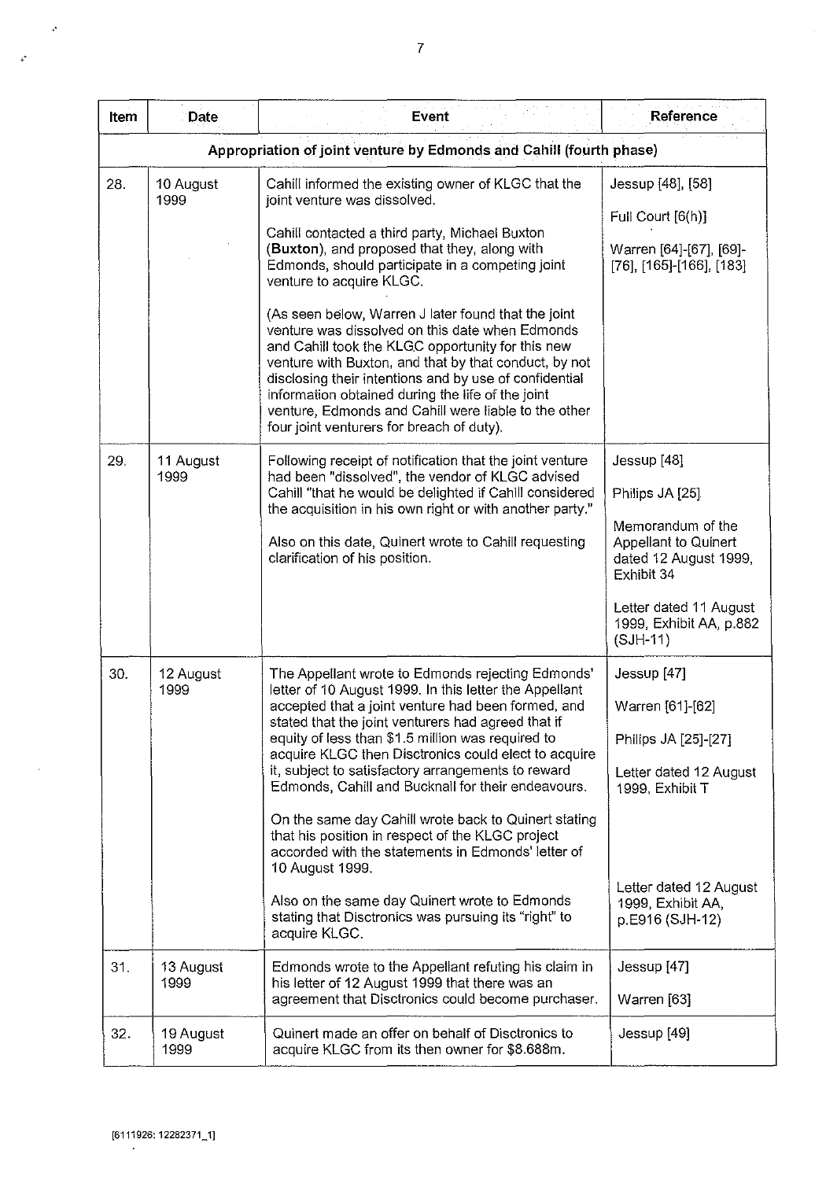| Item | Date | Event | Reference |
|---|---|---|---|
| **Appropriation of joint venture by Edmonds and Cahill (fourth phase)** | | | |
| 28. | 10 August 1999 | Cahill informed the existing owner of KLGC that the joint venture was dissolved.<br><br>Cahill contacted a third party, Michael Buxton (**Buxton**), and proposed that they, along with Edmonds, should participate in a competing joint venture to acquire KLGC.<br><br>(As seen below, Warren J later found that the joint venture was dissolved on this date when Edmonds and Cahill took the KLGC opportunity for this new venture with Buxton, and that by that conduct, by not disclosing their intentions and by use of confidential information obtained during the life of the joint venture, Edmonds and Cahill were liable to the other four joint venturers for breach of duty). | Jessup [48], [58]<br><br>Full Court [6(h)]<br><br>Warren [64]-[67], [69]-[76], [165]-[166], [183] |
| 29. | 11 August 1999 | Following receipt of notification that the joint venture had been "dissolved", the vendor of KLGC advised Cahill "that he would be delighted if Cahill considered the acquisition in his own right or with another party."<br><br>Also on this date, Quinert wrote to Cahill requesting clarification of his position. | Jessup [48]<br><br>Philips JA [25]<br><br>Memorandum of the Appellant to Quinert dated 12 August 1999, Exhibit 34<br><br>Letter dated 11 August 1999, Exhibit AA, p.882 (SJH-11) |
| 30. | 12 August 1999 | The Appellant wrote to Edmonds rejecting Edmonds' letter of 10 August 1999. In this letter the Appellant accepted that a joint venture had been formed, and stated that the joint venturers had agreed that if equity of less than $1.5 million was required to acquire KLGC then Disctronics could elect to acquire it, subject to satisfactory arrangements to reward Edmonds, Cahill and Bucknall for their endeavours.<br><br>On the same day Cahill wrote back to Quinert stating that his position in respect of the KLGC project accorded with the statements in Edmonds' letter of 10 August 1999.<br><br>Also on the same day Quinert wrote to Edmonds stating that Disctronics was pursuing its "right" to acquire KLGC. | Jessup [47]<br><br>Warren [61]-[62]<br><br>Philips JA [25]-[27]<br><br>Letter dated 12 August 1999, Exhibit T<br><br>Letter dated 12 August 1999, Exhibit AA, p.E916 (SJH-12) |
| 31. | 13 August 1999 | Edmonds wrote to the Appellant refuting his claim in his letter of 12 August 1999 that there was an agreement that Disctronics could become purchaser. | Jessup [47]<br><br>Warren [63] |
| 32. | 19 August 1999 | Quinert made an offer on behalf of Disctronics to acquire KLGC from its then owner for $8.688m. | Jessup [49] |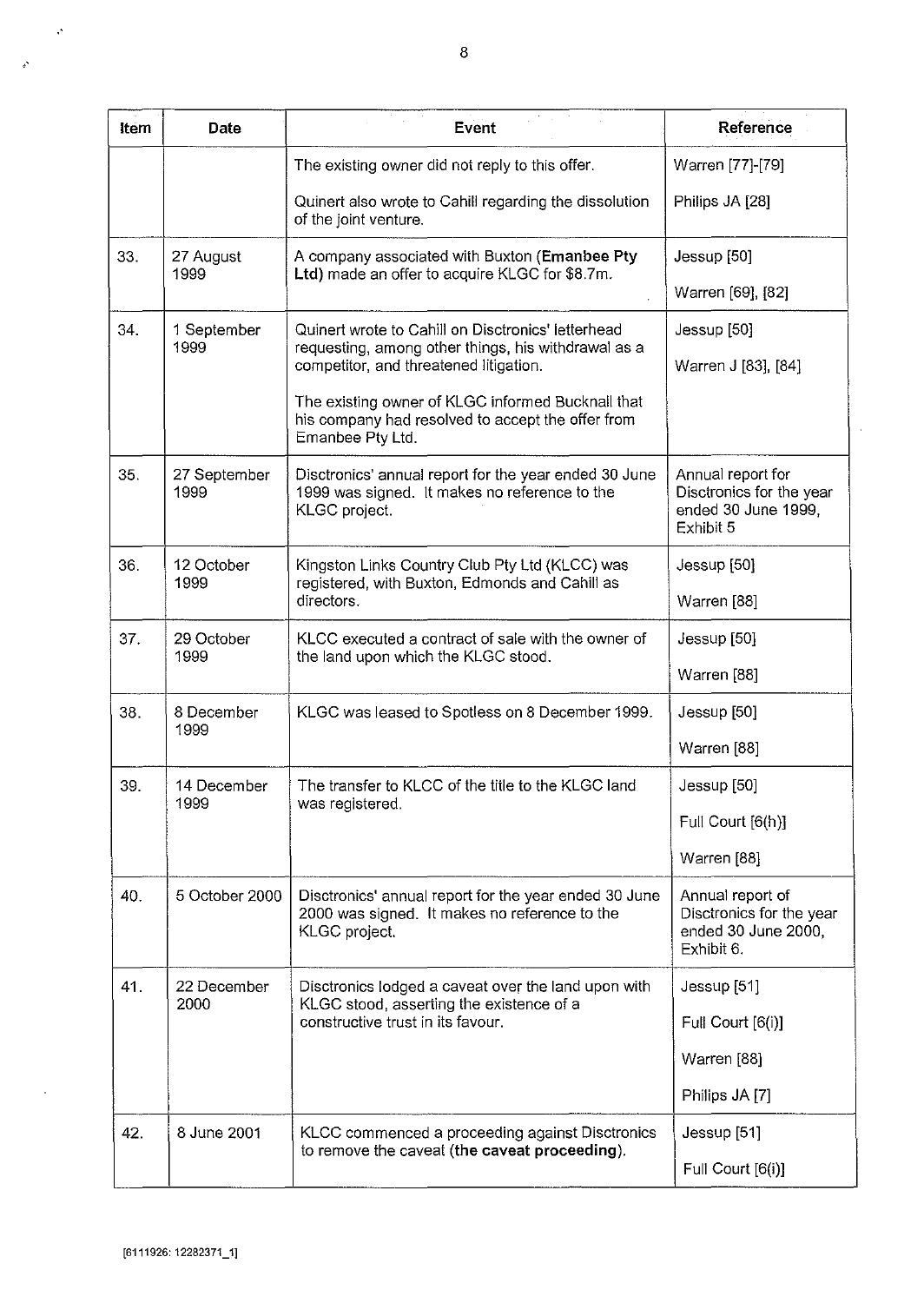| Item | Date | Event | Reference |
|---|---|---|---|
| | | The existing owner did not reply to this offer.<br><br>Quinert also wrote to Cahill regarding the dissolution of the joint venture. | Warren [77]-[79]<br><br>Philips JA [28] |
| 33. | 27 August 1999 | A company associated with Buxton (**Emanbee Pty Ltd**) made an offer to acquire KLGC for $8.7m. | Jessup [50]<br><br>Warren [69], [82] |
| 34. | 1 September 1999 | Quinert wrote to Cahill on Disctronics' letterhead requesting, among other things, his withdrawal as a competitor, and threatened litigation.<br><br>The existing owner of KLGC informed Bucknall that his company had resolved to accept the offer from Emanbee Pty Ltd. | Jessup [50]<br><br>Warren J [83], [84] |
| 35. | 27 September 1999 | Disctronics' annual report for the year ended 30 June 1999 was signed. It makes no reference to the KLGC project. | Annual report for Disctronics for the year ended 30 June 1999, Exhibit 5 |
| 36. | 12 October 1999 | Kingston Links Country Club Pty Ltd (KLCC) was registered, with Buxton, Edmonds and Cahill as directors. | Jessup [50]<br><br>Warren [88] |
| 37. | 29 October 1999 | KLCC executed a contract of sale with the owner of the land upon which the KLGC stood. | Jessup [50]<br><br>Warren [88] |
| 38. | 8 December 1999 | KLGC was leased to Spotless on 8 December 1999. | Jessup [50]<br><br>Warren [88] |
| 39. | 14 December 1999 | The transfer to KLCC of the title to the KLGC land was registered. | Jessup [50]<br><br>Full Court [6(h)]<br><br>Warren [88] |
| 40. | 5 October 2000 | Disctronics' annual report for the year ended 30 June 2000 was signed. It makes no reference to the KLGC project. | Annual report of Disctronics for the year ended 30 June 2000, Exhibit 6. |
| 41. | 22 December 2000 | Disctronics lodged a caveat over the land upon with KLGC stood, asserting the existence of a constructive trust in its favour. | Jessup [51]<br><br>Full Court [6(i)]<br><br>Warren [88]<br><br>Philips JA [7] |
| 42. | 8 June 2001 | KLCC commenced a proceeding against Disctronics to remove the caveat (**the caveat proceeding**). | Jessup [51]<br><br>Full Court [6(i)] |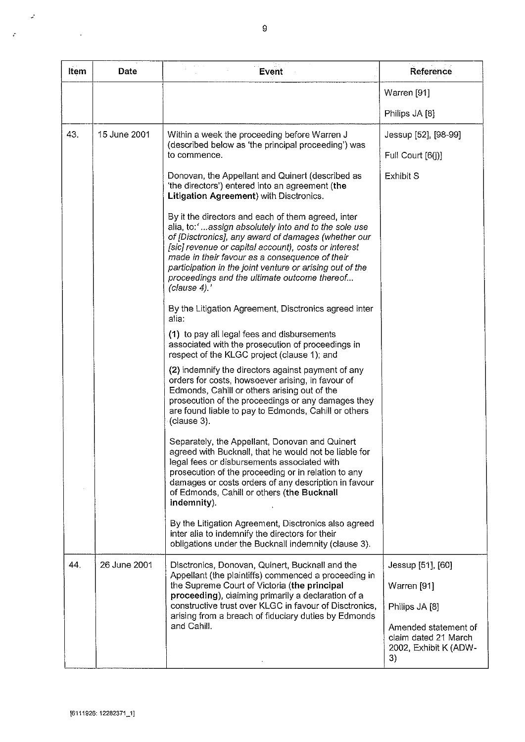| Item | Date | Event | Reference |
|---|---|---|---|
| | | | Warren [91]<br><br>Philips JA [8] |
| 43. | 15 June 2001 | Within a week the proceeding before Warren J (described below as 'the principal proceeding') was to commence.<br><br>Donovan, the Appellant and Quinert (described as 'the directors') entered into an agreement (**the Litigation Agreement**) with Disctronics.<br><br>By it the directors and each of them agreed, inter alia, to:' *...assign absolutely into and to the sole use of [Disctronics], any award of damages (whether our [sic] revenue or capital account), costs or interest made in their favour as a consequence of their participation in the joint venture or arising out of the proceedings and the ultimate outcome thereof... (clause 4).'*<br><br>By the Litigation Agreement, Disctronics agreed inter alia:<br><br>**(1)** to pay all legal fees and disbursements associated with the prosecution of proceedings in respect of the KLGC project (clause 1); and<br><br>**(2)** indemnify the directors against payment of any orders for costs, howsoever arising, in favour of Edmonds, Cahill or others arising out of the prosecution of the proceedings or any damages they are found liable to pay to Edmonds, Cahill or others (clause 3).<br><br>Separately, the Appellant, Donovan and Quinert agreed with Bucknall, that he would not be liable for legal fees or disbursements associated with prosecution of the proceeding or in relation to any damages or costs orders of any description in favour of Edmonds, Cahill or others (**the Bucknall indemnity**).<br><br>By the Litigation Agreement, Disctronics also agreed inter alia to indemnify the directors for their obligations under the Bucknall indemnity (clause 3). | Jessup [52], [98-99]<br><br>Full Court [6(j)]<br><br>Exhibit S |
| 44. | 26 June 2001 | Disctronics, Donovan, Quinert, Bucknall and the Appellant (the plaintiffs) commenced a proceeding in the Supreme Court of Victoria (**the principal proceeding**), claiming primarily a declaration of a constructive trust over KLGC in favour of Disctronics, arising from a breach of fiduciary duties by Edmonds and Cahill. | Jessup [51], [60]<br><br>Warren [91]<br><br>Philips JA [8]<br><br>Amended statement of claim dated 21 March 2002, Exhibit K (ADW-3) |

[6111926: 12282371_1]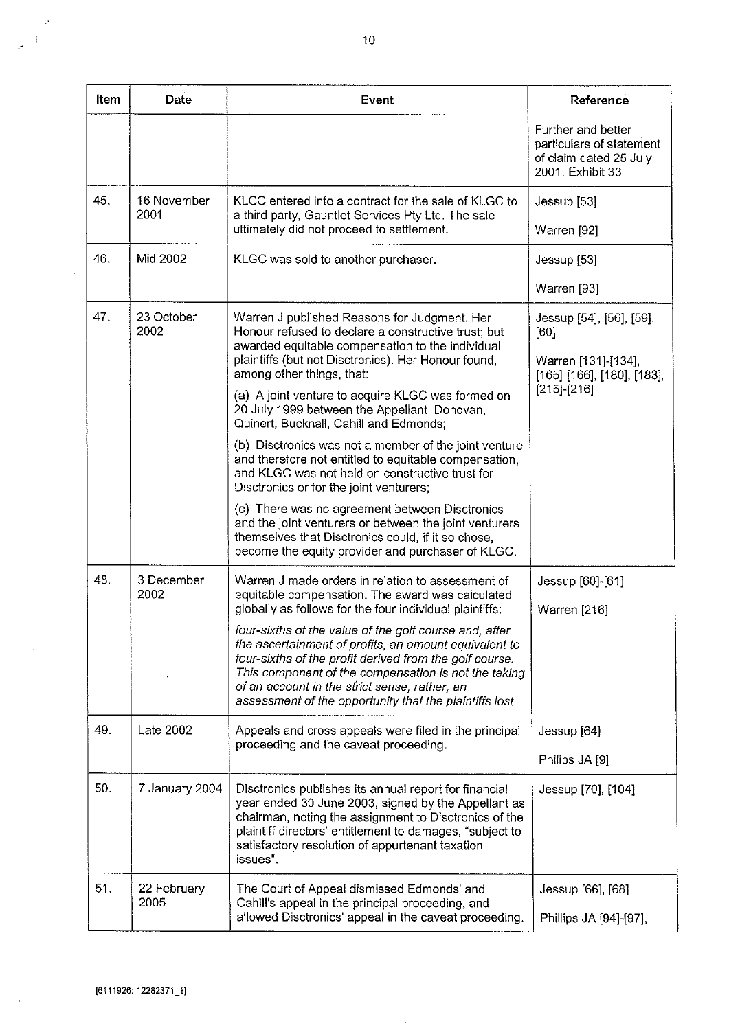| Item | Date | Event | Reference |
|---|---|---|---|
| | | | Further and better particulars of statement of claim dated 25 July 2001, Exhibit 33 |
| 45. | 16 November 2001 | KLCC entered into a contract for the sale of KLGC to a third party, Gauntlet Services Pty Ltd. The sale ultimately did not proceed to settlement. | Jessup [53]<br><br>Warren [92] |
| 46. | Mid 2002 | KLGC was sold to another purchaser. | Jessup [53]<br><br>Warren [93] |
| 47. | 23 October 2002 | Warren J published Reasons for Judgment. Her Honour refused to declare a constructive trust, but awarded equitable compensation to the individual plaintiffs (but not Disctronics). Her Honour found, among other things, that:<br><br>(a) A joint venture to acquire KLGC was formed on 20 July 1999 between the Appellant, Donovan, Quinert, Bucknall, Cahill and Edmonds;<br><br>(b) Disctronics was not a member of the joint venture and therefore not entitled to equitable compensation, and KLGC was not held on constructive trust for Disctronics or for the joint venturers;<br><br>(c) There was no agreement between Disctronics and the joint venturers or between the joint venturers themselves that Disctronics could, if it so chose, become the equity provider and purchaser of KLGC. | Jessup [54], [56], [59], [60]<br><br>Warren [131]-[134], [165]-[166], [180], [183], [215]-[216] |
| 48. | 3 December 2002 | Warren J made orders in relation to assessment of equitable compensation. The award was calculated globally as follows for the four individual plaintiffs:<br><br>*four-sixths of the value of the golf course and, after the ascertainment of profits, an amount equivalent to four-sixths of the profit derived from the golf course. This component of the compensation is not the taking of an account in the strict sense, rather, an assessment of the opportunity that the plaintiffs lost* | Jessup [60]-[61]<br><br>Warren [216] |
| 49. | Late 2002 | Appeals and cross appeals were filed in the principal proceeding and the caveat proceeding. | Jessup [64]<br><br>Philips JA [9] |
| 50. | 7 January 2004 | Disctronics publishes its annual report for financial year ended 30 June 2003, signed by the Appellant as chairman, noting the assignment to Disctronics of the plaintiff directors' entitlement to damages, "subject to satisfactory resolution of appurtenant taxation issues". | Jessup [70], [104] |
| 51. | 22 February 2005 | The Court of Appeal dismissed Edmonds' and Cahill's appeal in the principal proceeding, and allowed Disctronics' appeal in the caveat proceeding. | Jessup [66], [68]<br><br>Phillips JA [94]-[97], |

[6111926: 12282371_1]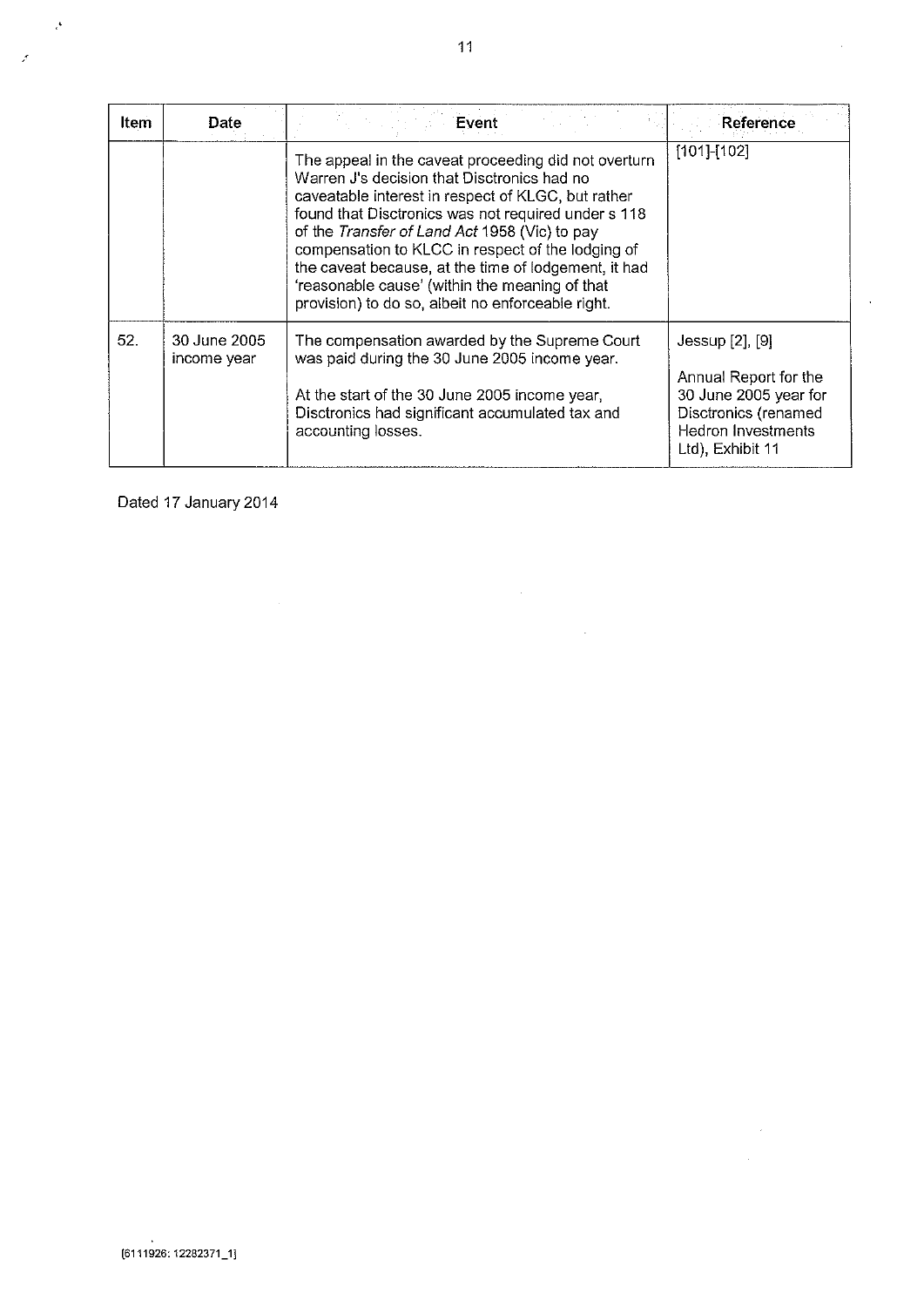| Item | Date | Event | Reference |
| --- | --- | --- | --- |
| | | The appeal in the caveat proceeding did not overturn Warren J's decision that Disctronics had no caveatable interest in respect of KLGC, but rather found that Disctronics was not required under s 118 of the *Transfer of Land Act* 1958 (Vic) to pay compensation to KLCC in respect of the lodging of the caveat because, at the time of lodgement, it had 'reasonable cause' (within the meaning of that provision) to do so, albeit no enforceable right. | [101]-[102] |
| 52. | 30 June 2005 income year | The compensation awarded by the Supreme Court was paid during the 30 June 2005 income year.<br><br>At the start of the 30 June 2005 income year, Disctronics had significant accumulated tax and accounting losses. | Jessup [2], [9]<br><br>Annual Report for the 30 June 2005 year for Disctronics (renamed Hedron Investments Ltd), Exhibit 11 |

Dated 17 January 2014

[6111926: 12282371_1]